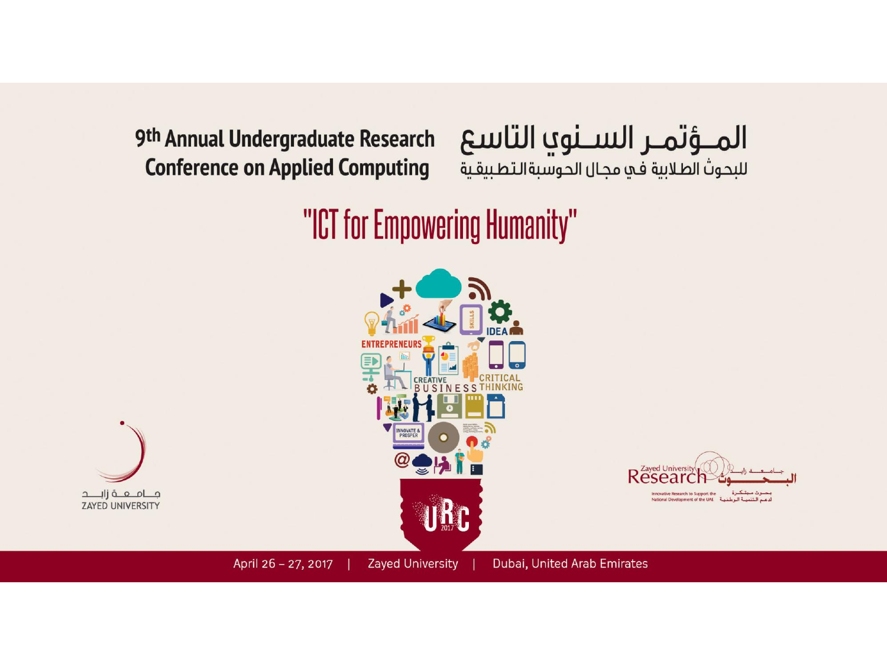# 9th Annual Undergraduate Research Conference on Applied Computing

# المـؤتمـر السـنوي التاسع
للبحوث الطلابية في مجال الحوسبة التطبيقية

## "ICT for Empowering Humanity"

جـامـعـة زايـد
ZAYED UNIVERSITY

Zayed University Research
البحوث
Innovative Research to Support the National Development of the UAE
بحوث مبتكرة لدعم التنمية الوطنية

URC 2017

April 26 – 27, 2017 | Zayed University | Dubai, United Arab Emirates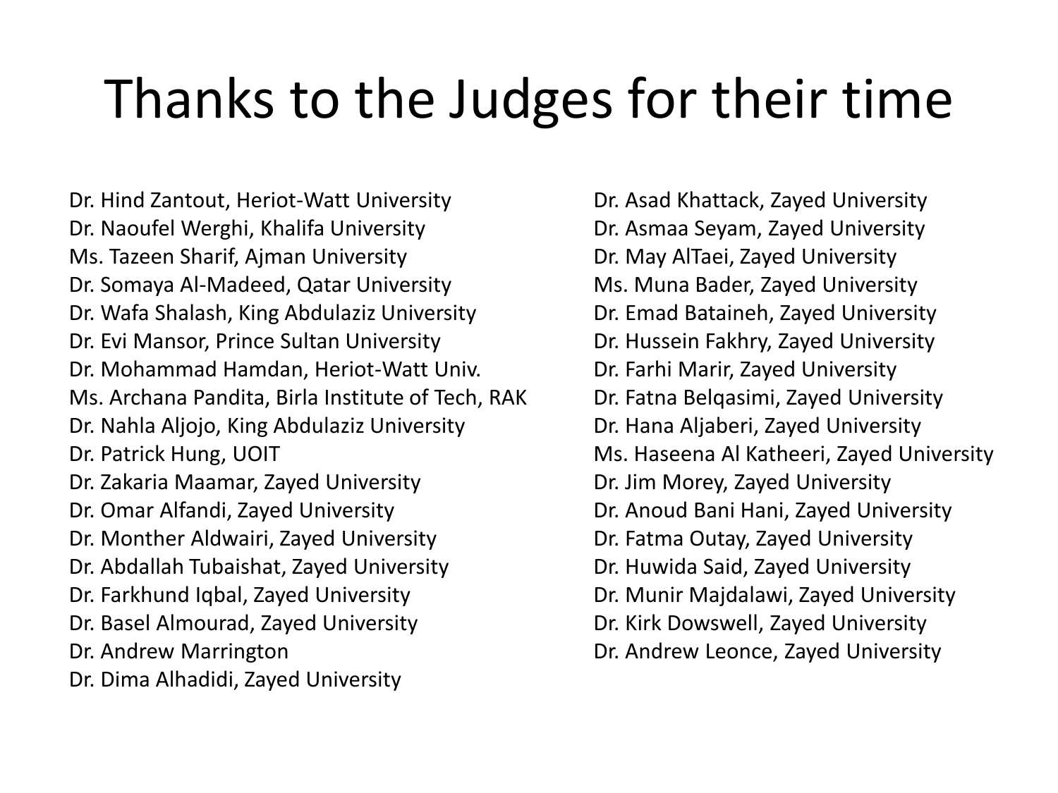# Thanks to the Judges for their time

Dr. Hind Zantout, Heriot-Watt University
Dr. Naoufel Werghi, Khalifa University
Ms. Tazeen Sharif, Ajman University
Dr. Somaya Al-Madeed, Qatar University
Dr. Wafa Shalash, King Abdulaziz University
Dr. Evi Mansor, Prince Sultan University
Dr. Mohammad Hamdan, Heriot-Watt Univ.
Ms. Archana Pandita, Birla Institute of Tech, RAK
Dr. Nahla Aljojo, King Abdulaziz University
Dr. Patrick Hung, UOIT
Dr. Zakaria Maamar, Zayed University
Dr. Omar Alfandi, Zayed University
Dr. Monther Aldwairi, Zayed University
Dr. Abdallah Tubaishat, Zayed University
Dr. Farkhund Iqbal, Zayed University
Dr. Basel Almourad, Zayed University
Dr. Andrew Marrington
Dr. Dima Alhadidi, Zayed University
Dr. Asad Khattack, Zayed University
Dr. Asmaa Seyam, Zayed University
Dr. May AlTaei, Zayed University
Ms. Muna Bader, Zayed University
Dr. Emad Bataineh, Zayed University
Dr. Hussein Fakhry, Zayed University
Dr. Farhi Marir, Zayed University
Dr. Fatna Belqasimi, Zayed University
Dr. Hana Aljaberi, Zayed University
Ms. Haseena Al Katheeri, Zayed University
Dr. Jim Morey, Zayed University
Dr. Anoud Bani Hani, Zayed University
Dr. Fatma Outay, Zayed University
Dr. Huwida Said, Zayed University
Dr. Munir Majdalawi, Zayed University
Dr. Kirk Dowswell, Zayed University
Dr. Andrew Leonce, Zayed University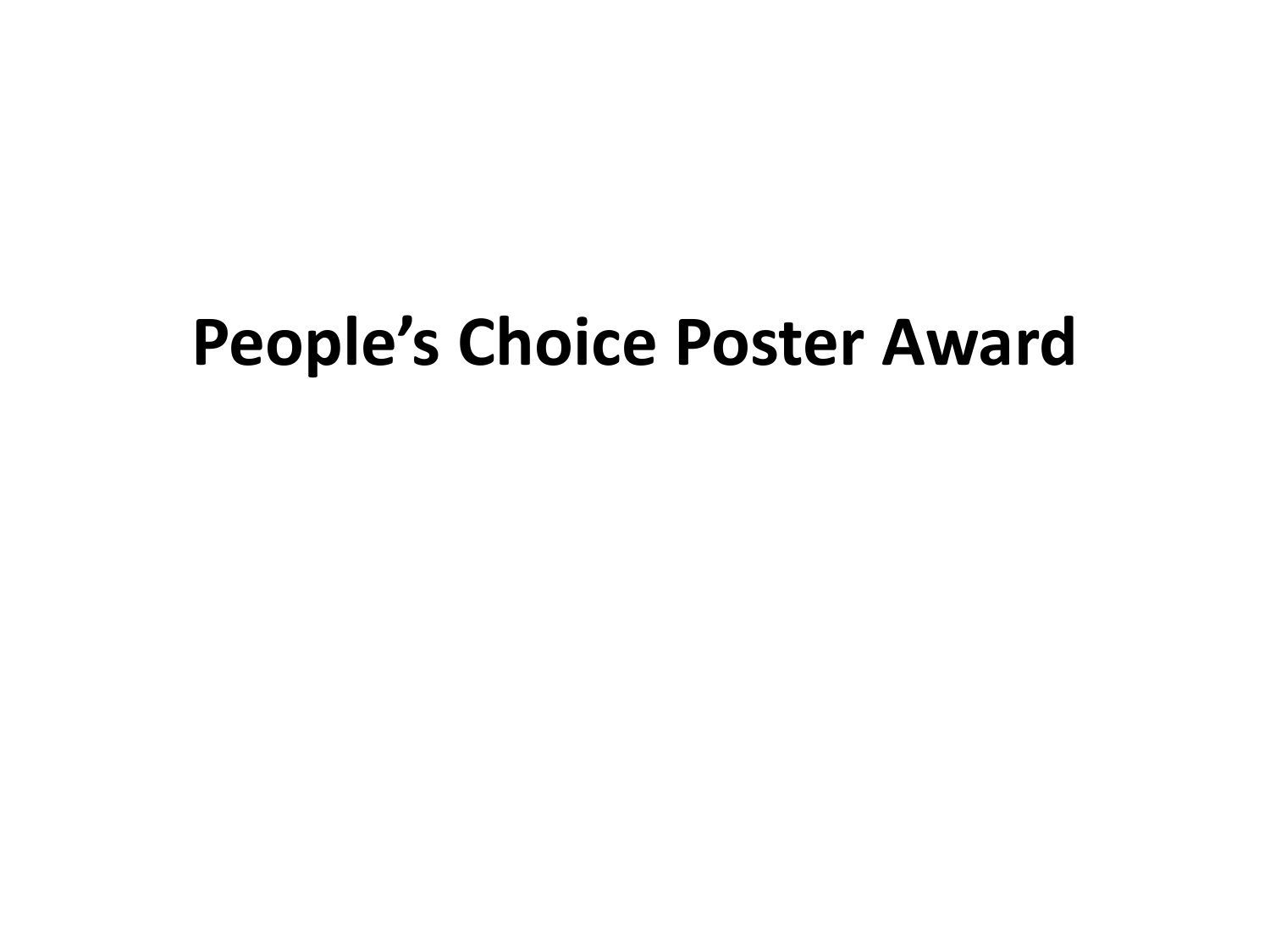# People’s Choice Poster Award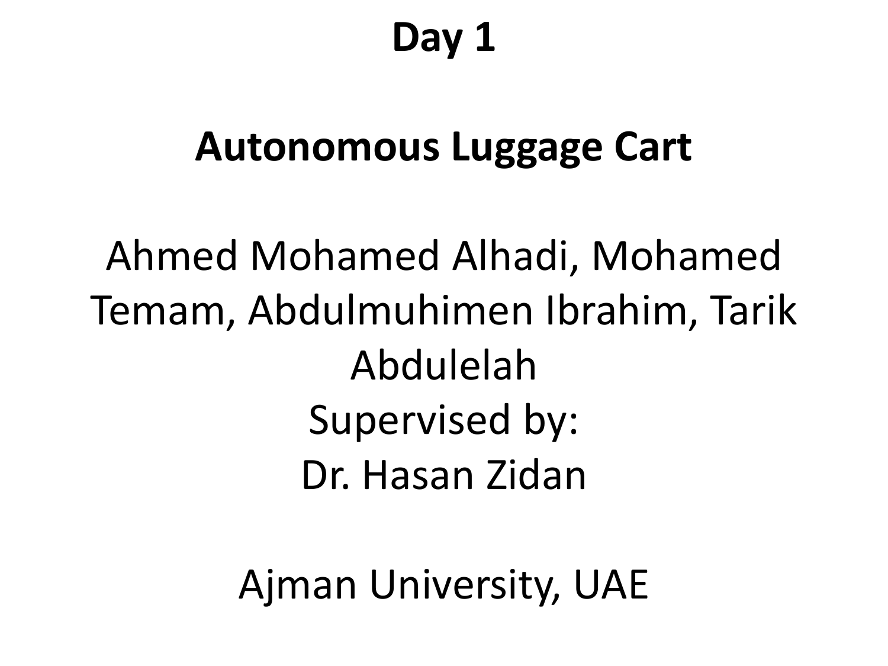**Day 1**

**Autonomous Luggage Cart**

Ahmed Mohamed Alhadi, Mohamed Temam, Abdulmuhimen Ibrahim, Tarik Abdulelah

Supervised by:

Dr. Hasan Zidan

Ajman University, UAE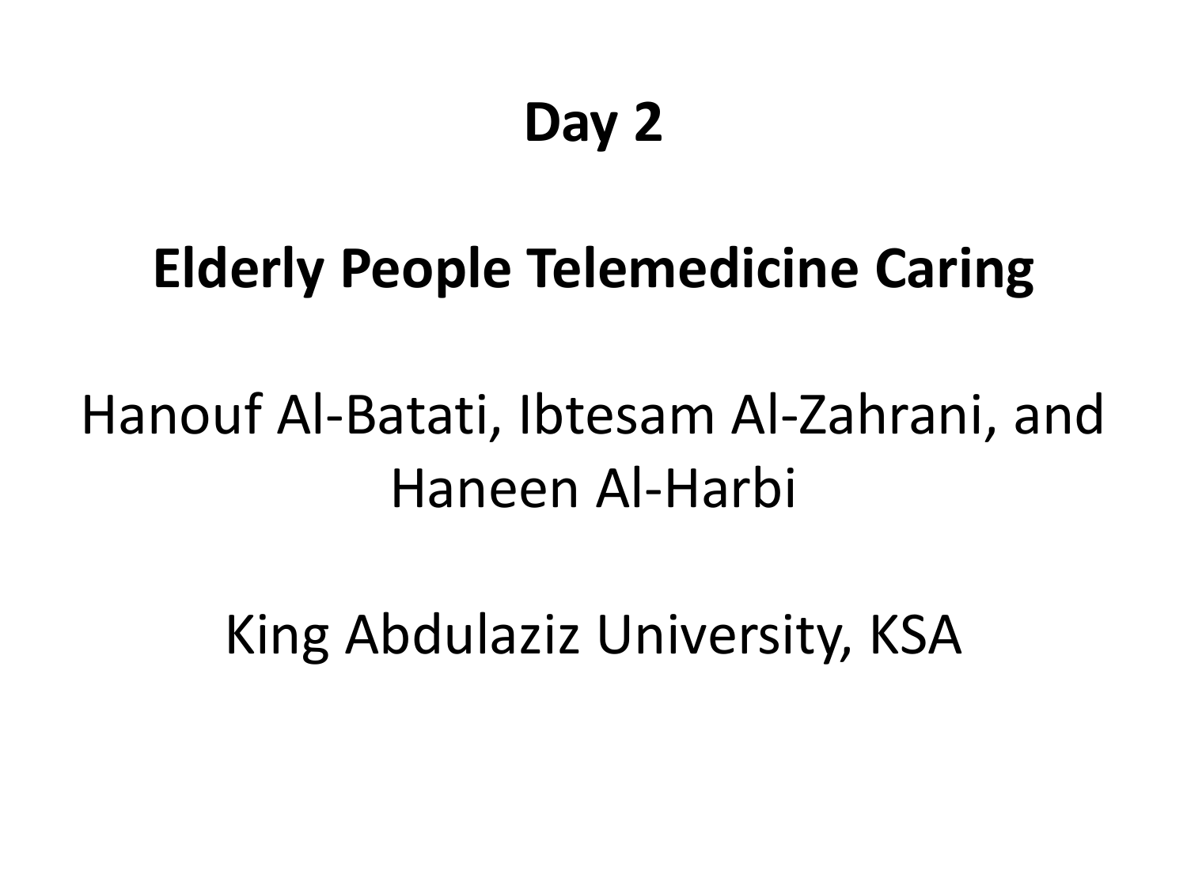# Day 2

## Elderly People Telemedicine Caring

Hanouf Al-Batati, Ibtesam Al-Zahrani, and Haneen Al-Harbi

King Abdulaziz University, KSA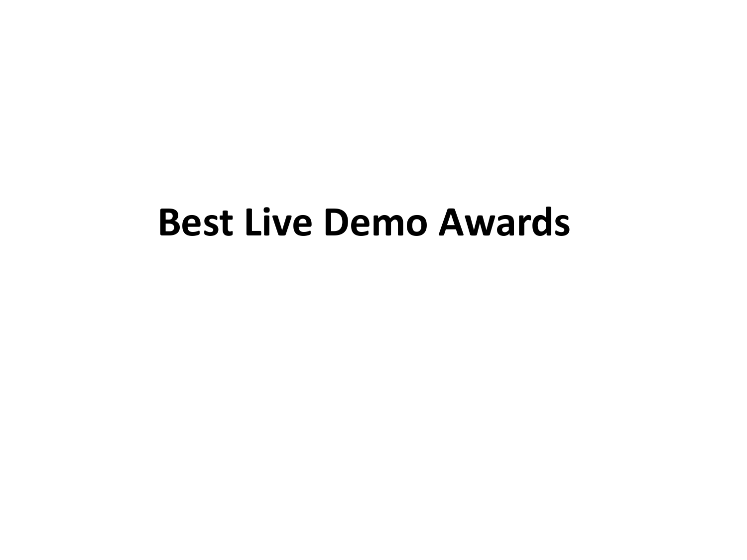# Best Live Demo Awards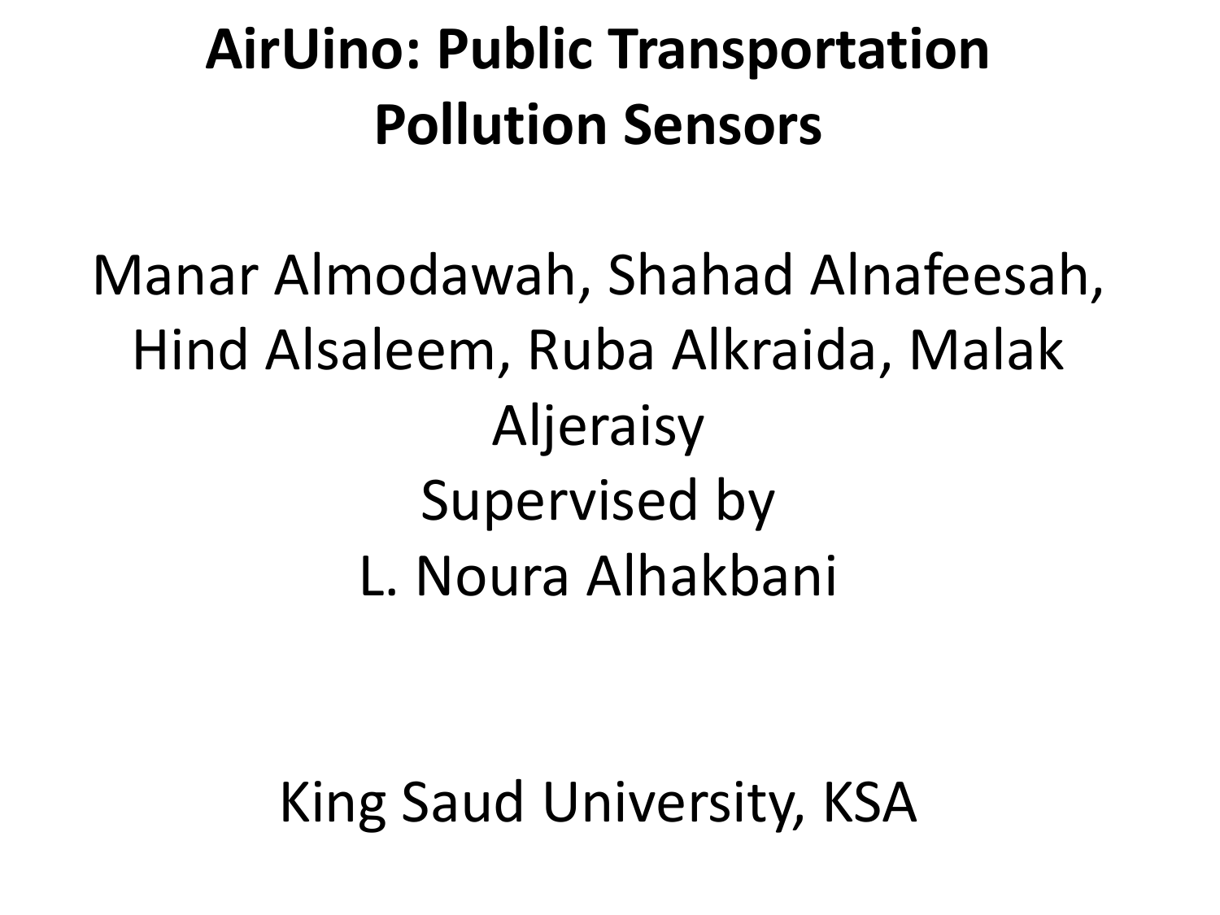# AirUino: Public Transportation Pollution Sensors

Manar Almodawah, Shahad Alnafeesah, Hind Alsaleem, Ruba Alkraida, Malak Aljeraisy

Supervised by

L. Noura Alhakbani

King Saud University, KSA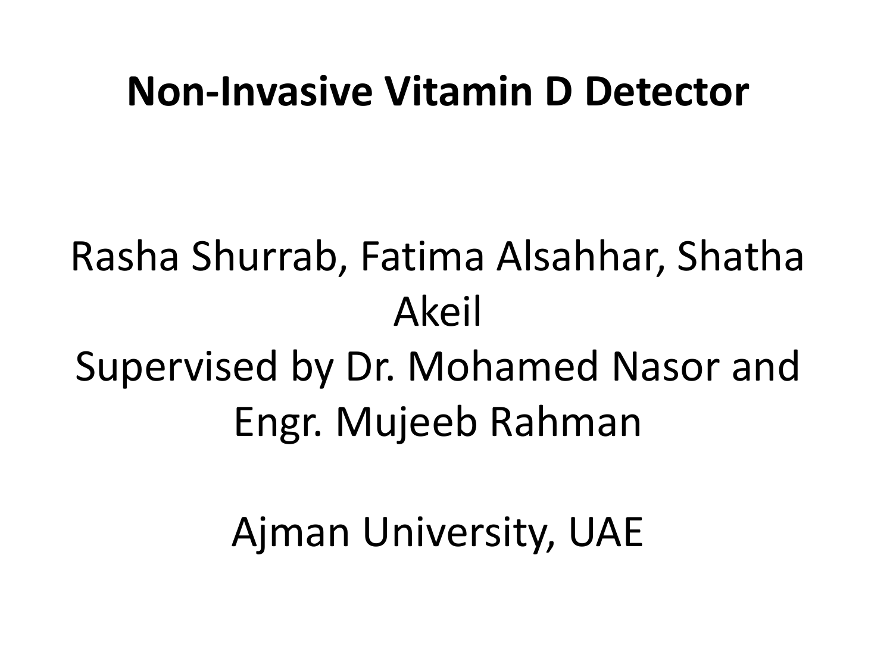# Non-Invasive Vitamin D Detector

Rasha Shurrab, Fatima Alsahhar, Shatha Akeil

Supervised by Dr. Mohamed Nasor and Engr. Mujeeb Rahman

Ajman University, UAE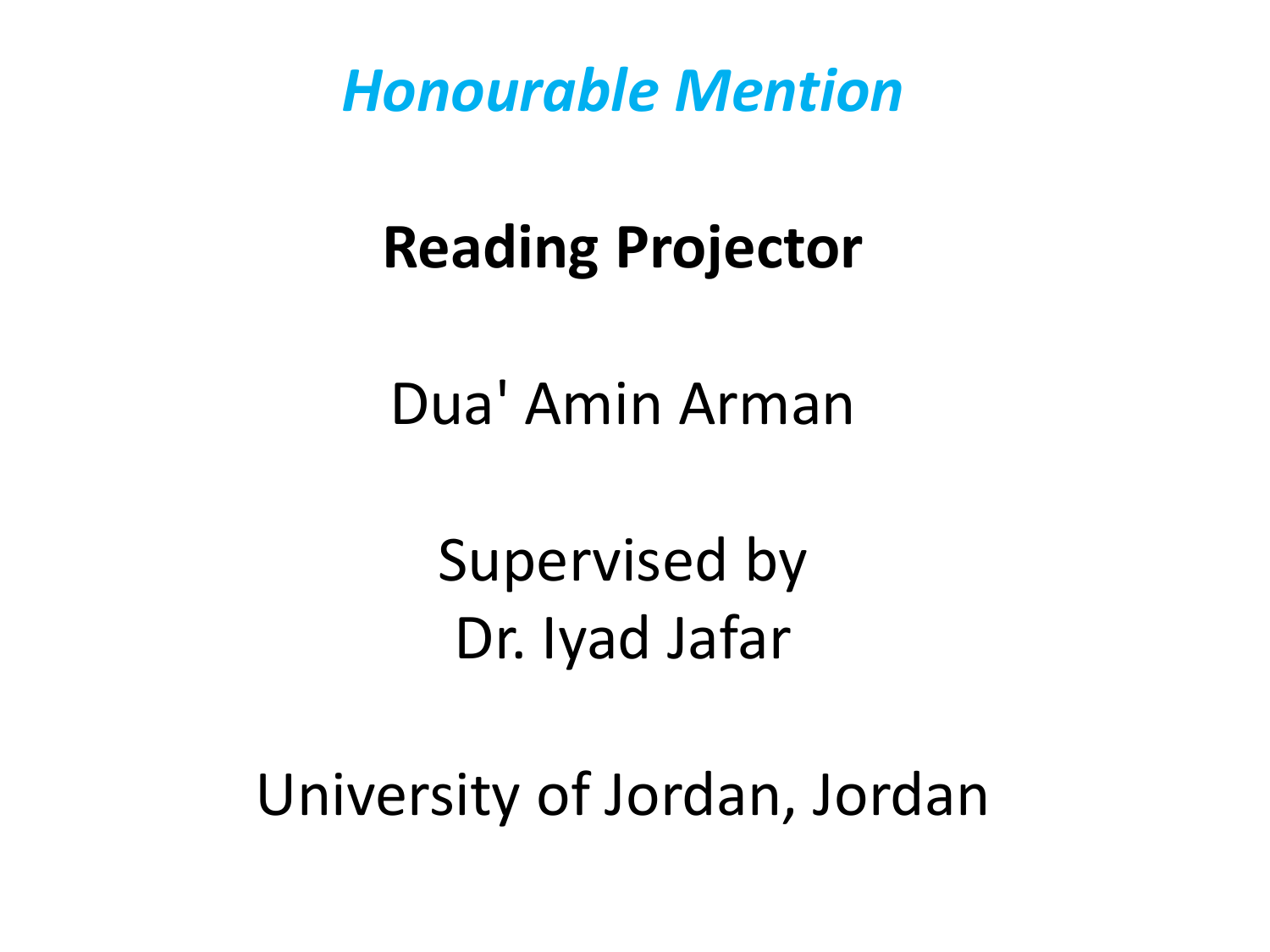*Honourable Mention*

**Reading Projector**

Dua' Amin Arman

Supervised by
Dr. Iyad Jafar

University of Jordan, Jordan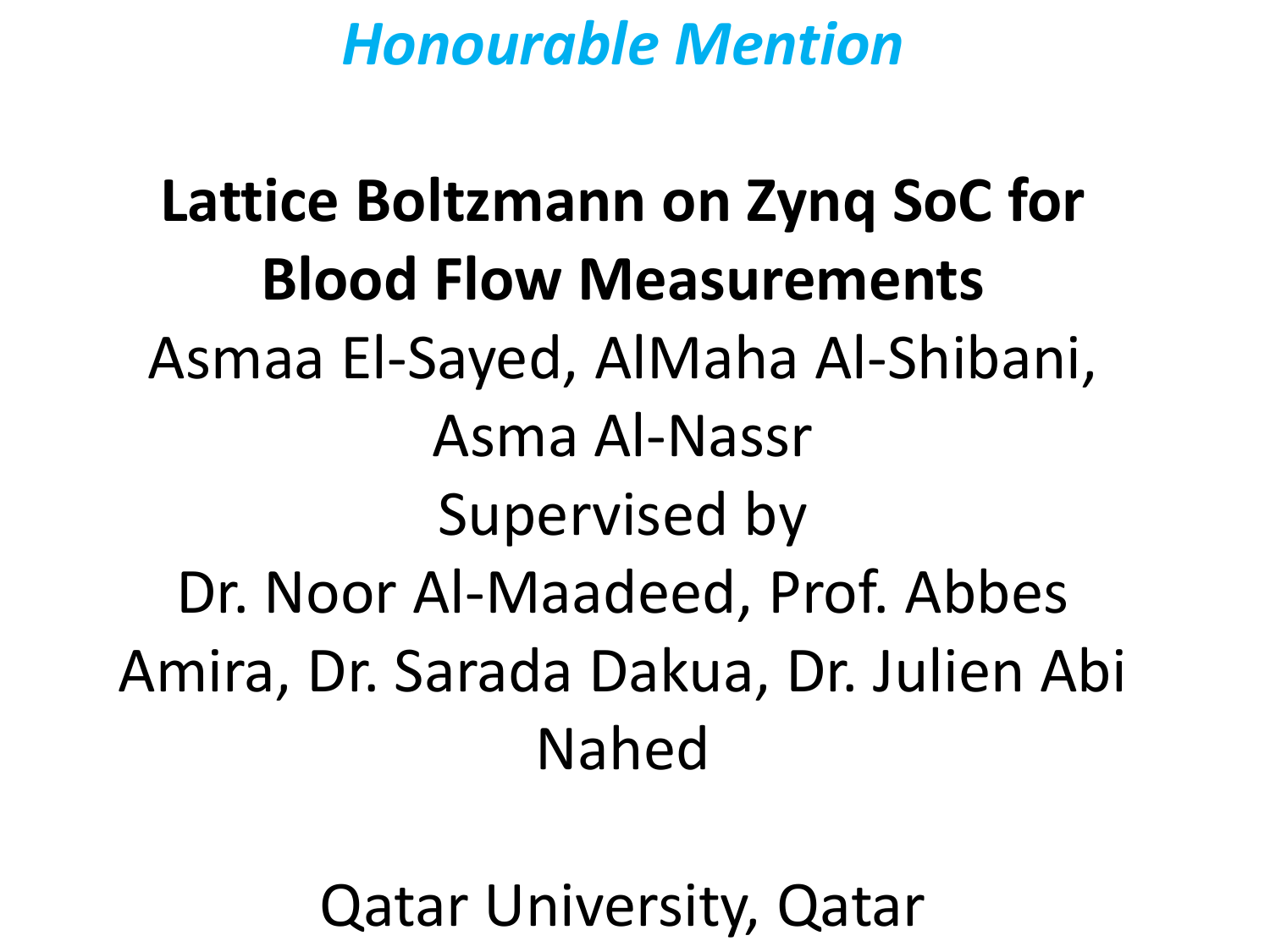*Honourable Mention*

**Lattice Boltzmann on Zynq SoC for Blood Flow Measurements**

Asmaa El-Sayed, AlMaha Al-Shibani, Asma Al-Nassr

Supervised by

Dr. Noor Al-Maadeed, Prof. Abbes Amira, Dr. Sarada Dakua, Dr. Julien Abi Nahed

Qatar University, Qatar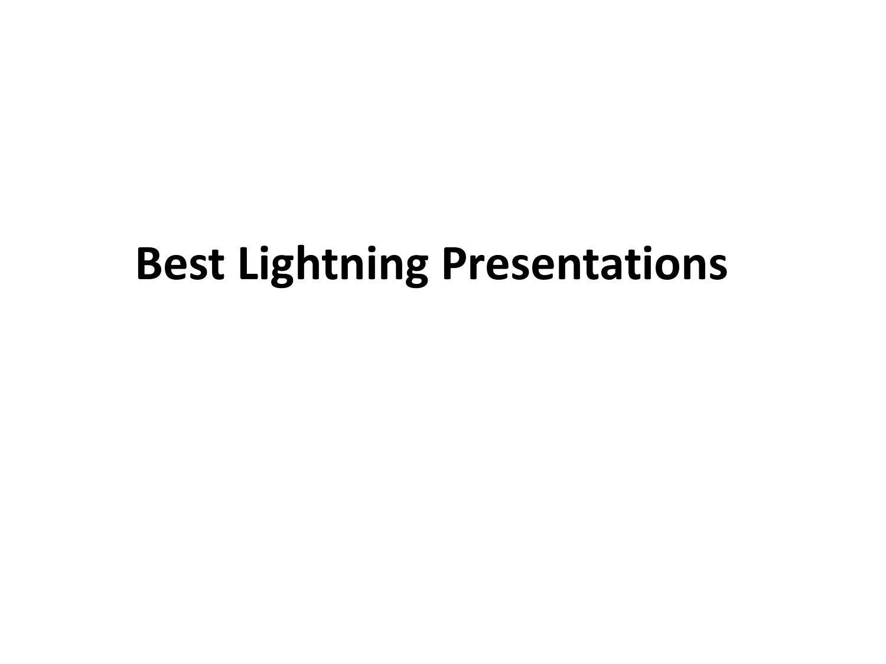# Best Lightning Presentations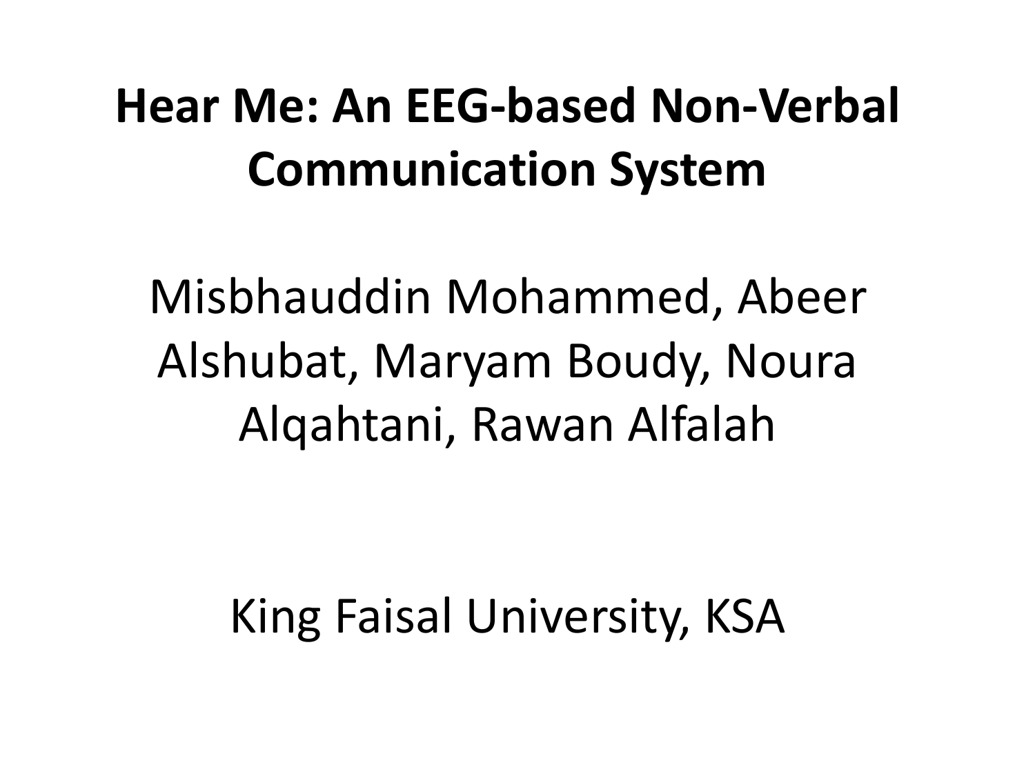# Hear Me: An EEG-based Non-Verbal Communication System

Misbhauddin Mohammed, Abeer Alshubat, Maryam Boudy, Noura Alqahtani, Rawan Alfalah

King Faisal University, KSA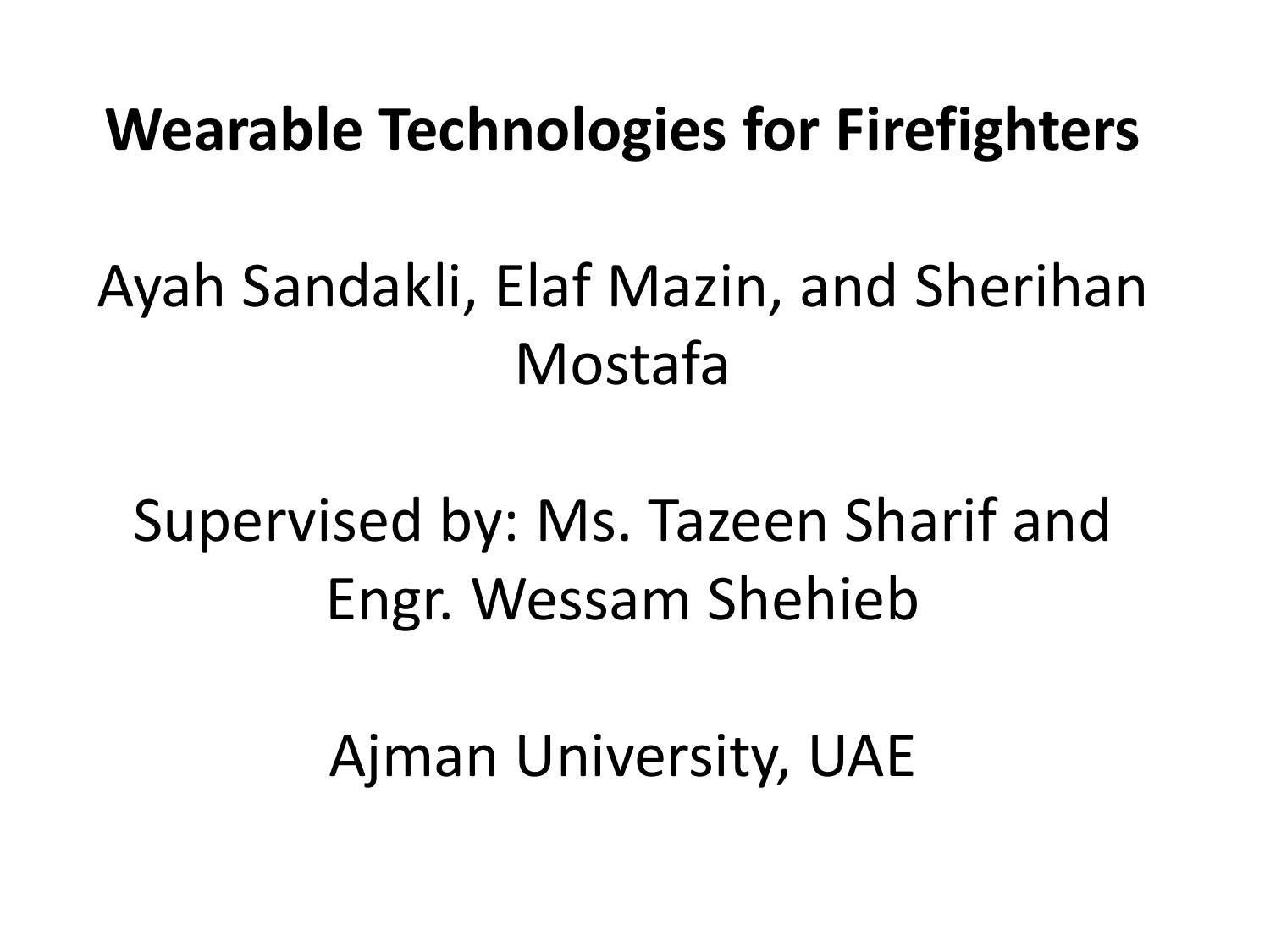# Wearable Technologies for Firefighters

Ayah Sandakli, Elaf Mazin, and Sherihan Mostafa

Supervised by: Ms. Tazeen Sharif and Engr. Wessam Shehieb

Ajman University, UAE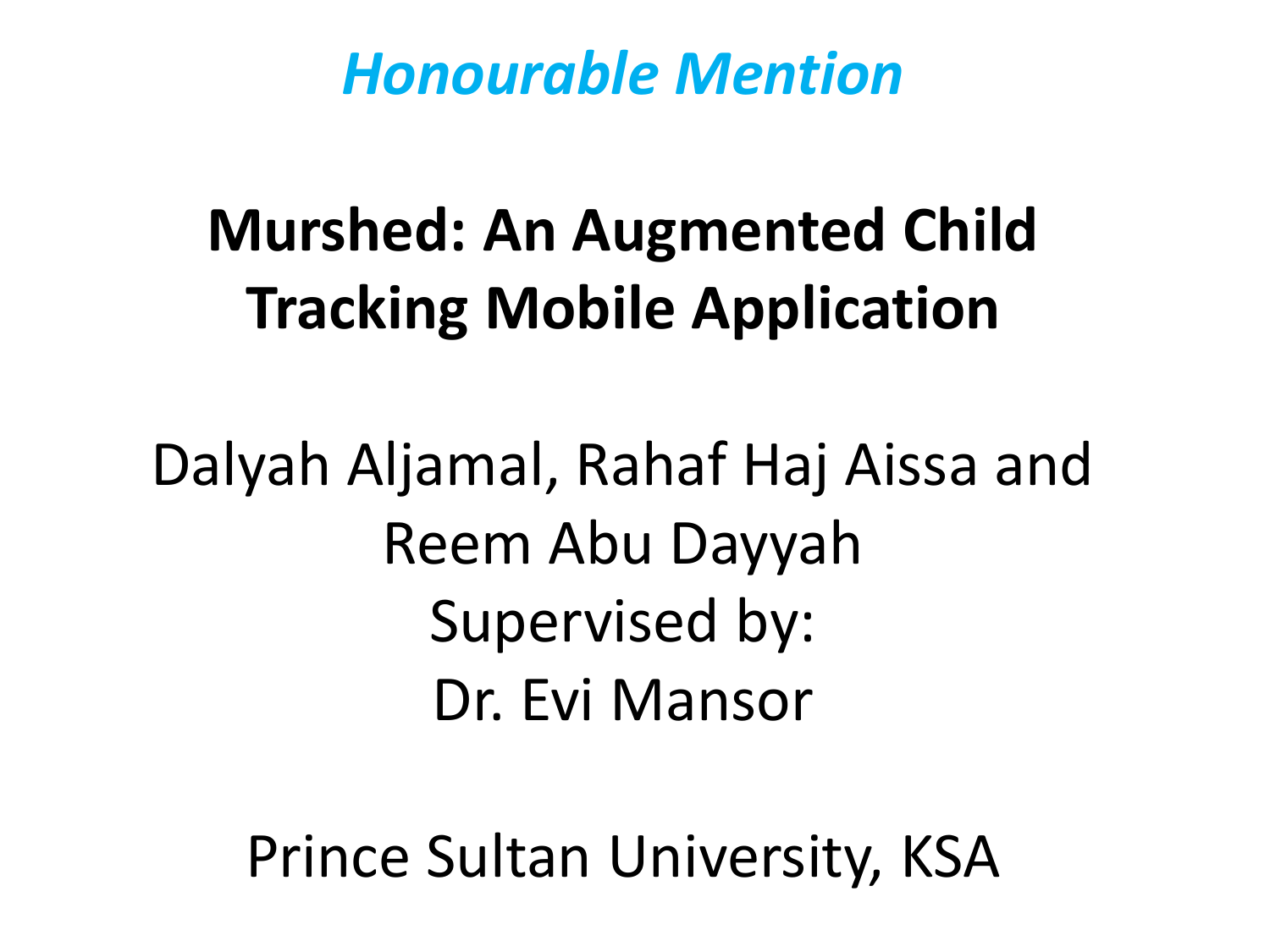*Honourable Mention*

**Murshed: An Augmented Child Tracking Mobile Application**

Dalyah Aljamal, Rahaf Haj Aissa and Reem Abu Dayyah

Supervised by:

Dr. Evi Mansor

Prince Sultan University, KSA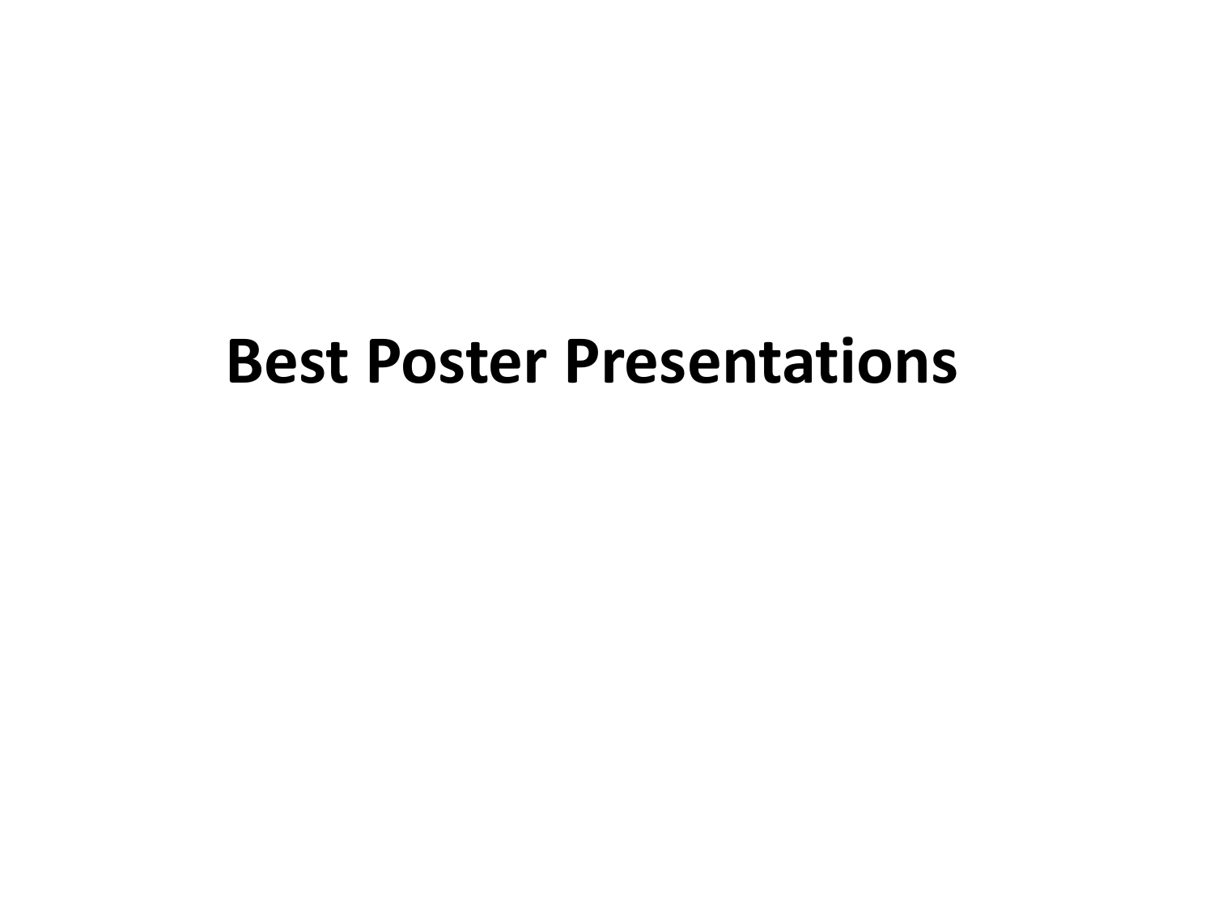# Best Poster Presentations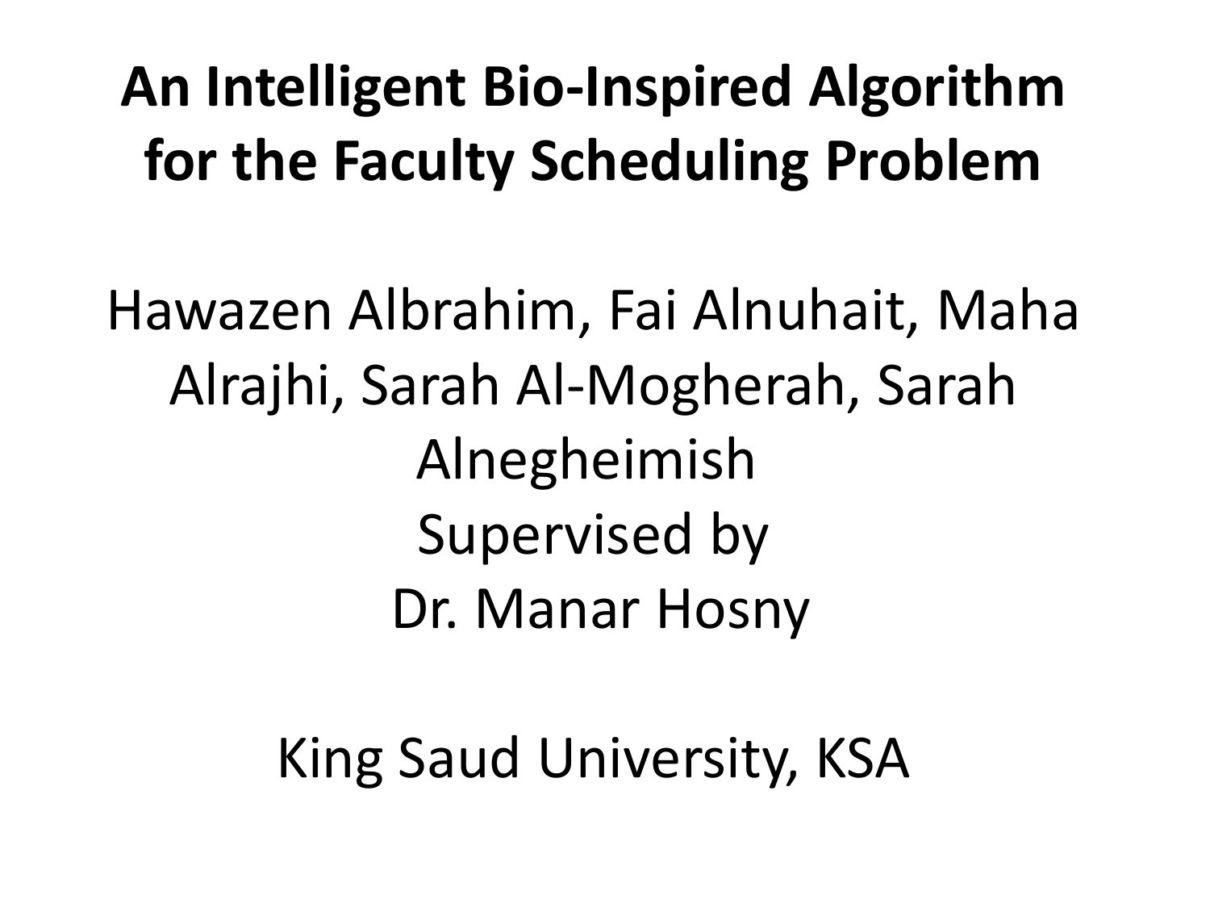# An Intelligent Bio-Inspired Algorithm for the Faculty Scheduling Problem

Hawazen Albrahim, Fai Alnuhait, Maha Alrajhi, Sarah Al-Mogherah, Sarah Alnegheimish

Supervised by

Dr. Manar Hosny

King Saud University, KSA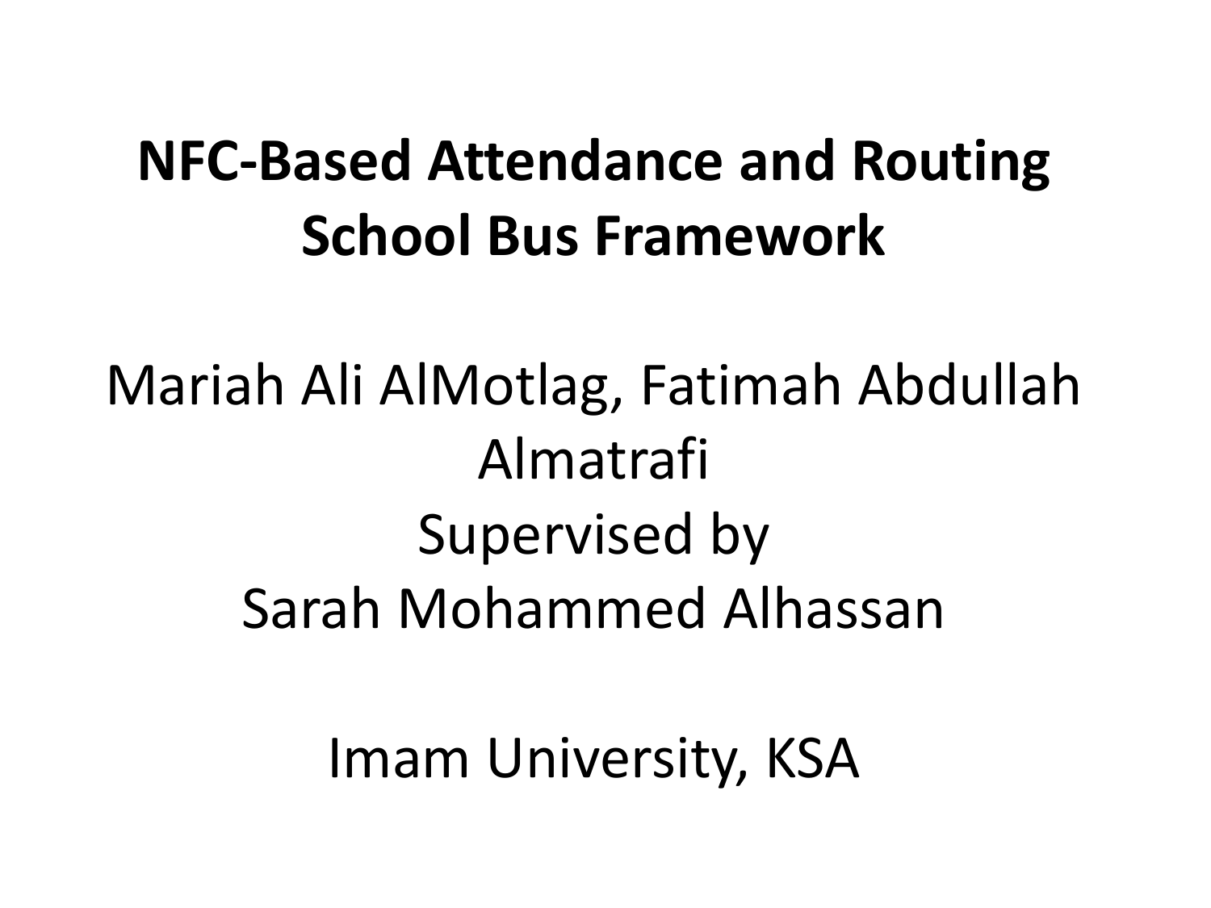# NFC-Based Attendance and Routing School Bus Framework

Mariah Ali AlMotlag, Fatimah Abdullah Almatrafi

Supervised by

Sarah Mohammed Alhassan

Imam University, KSA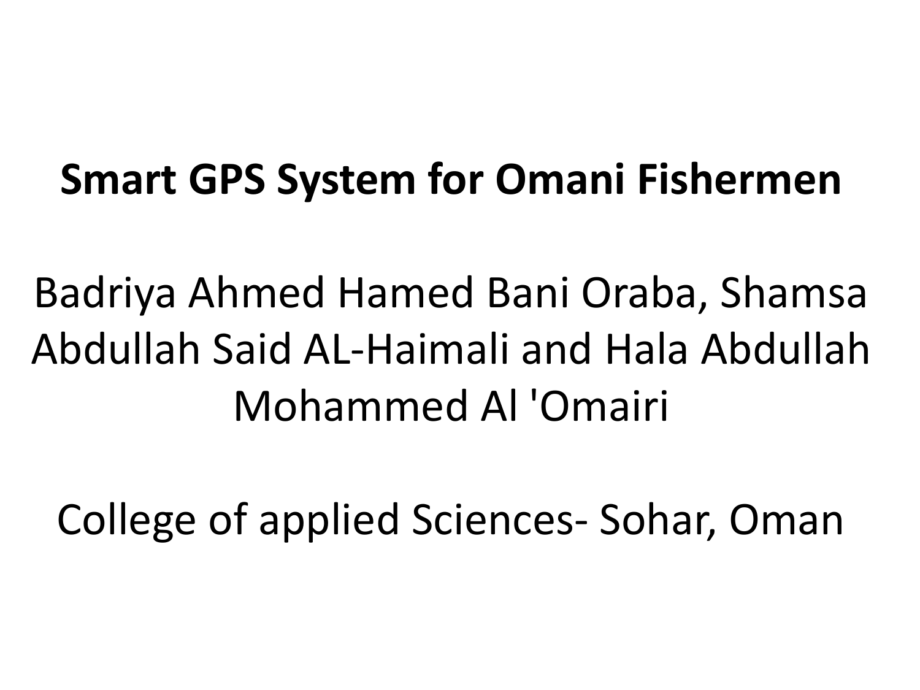**Smart GPS System for Omani Fishermen**

Badriya Ahmed Hamed Bani Oraba, Shamsa Abdullah Said AL-Haimali and Hala Abdullah Mohammed Al 'Omairi

College of applied Sciences- Sohar, Oman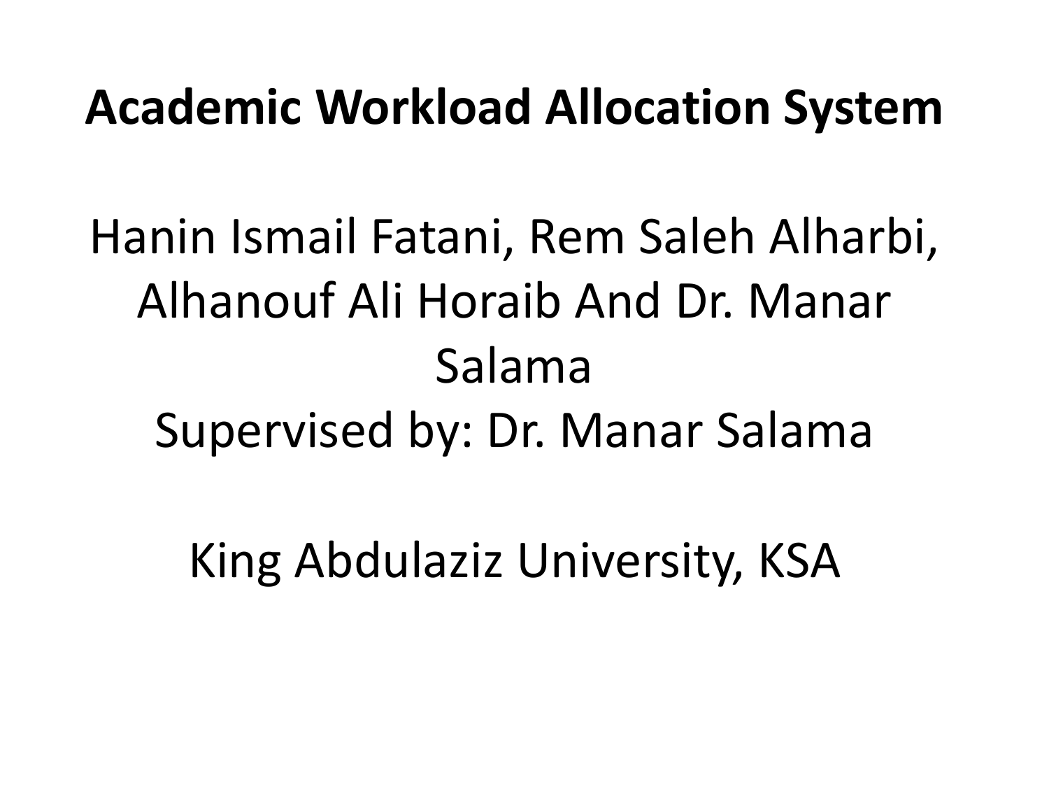# Academic Workload Allocation System

Hanin Ismail Fatani, Rem Saleh Alharbi, Alhanouf Ali Horaib And Dr. Manar Salama

Supervised by: Dr. Manar Salama

King Abdulaziz University, KSA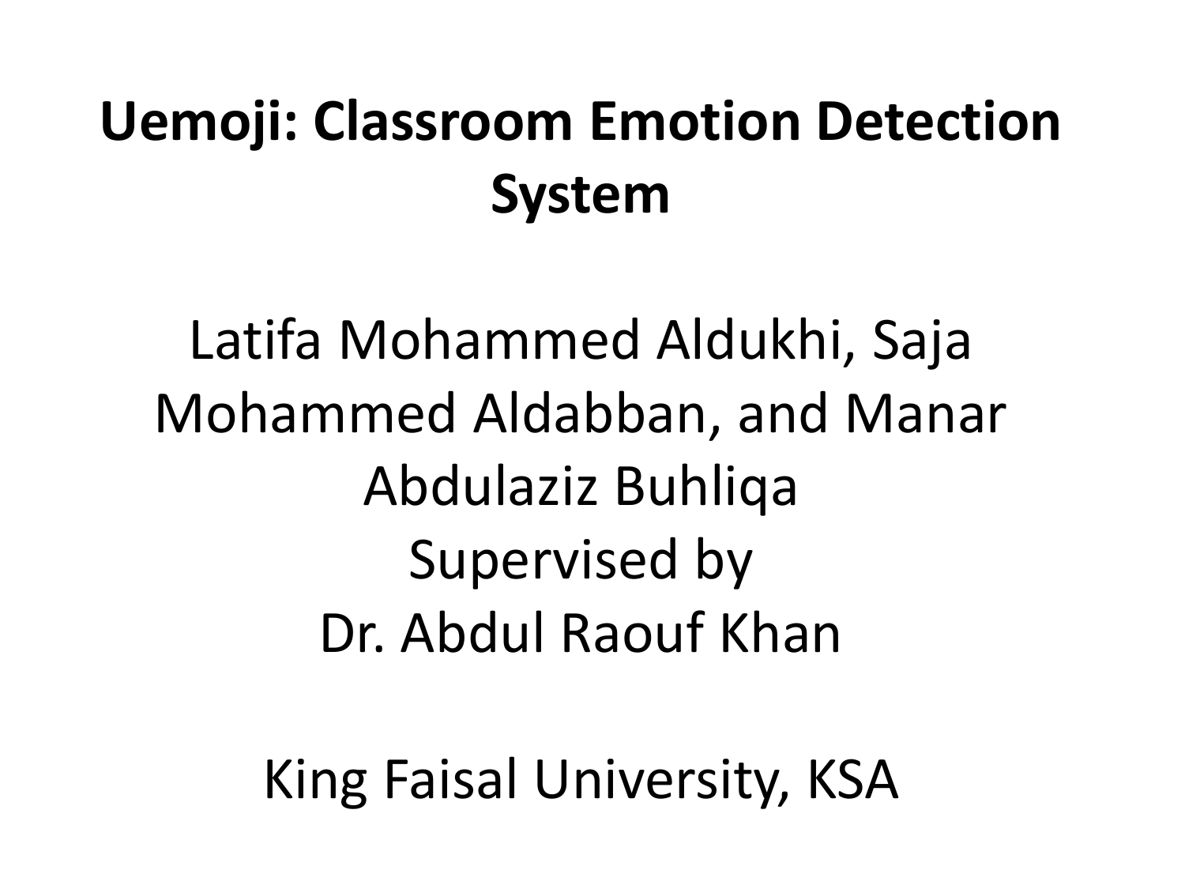# Uemoji: Classroom Emotion Detection System

Latifa Mohammed Aldukhi, Saja Mohammed Aldabban, and Manar Abdulaziz Buhliqa

Supervised by

Dr. Abdul Raouf Khan

King Faisal University, KSA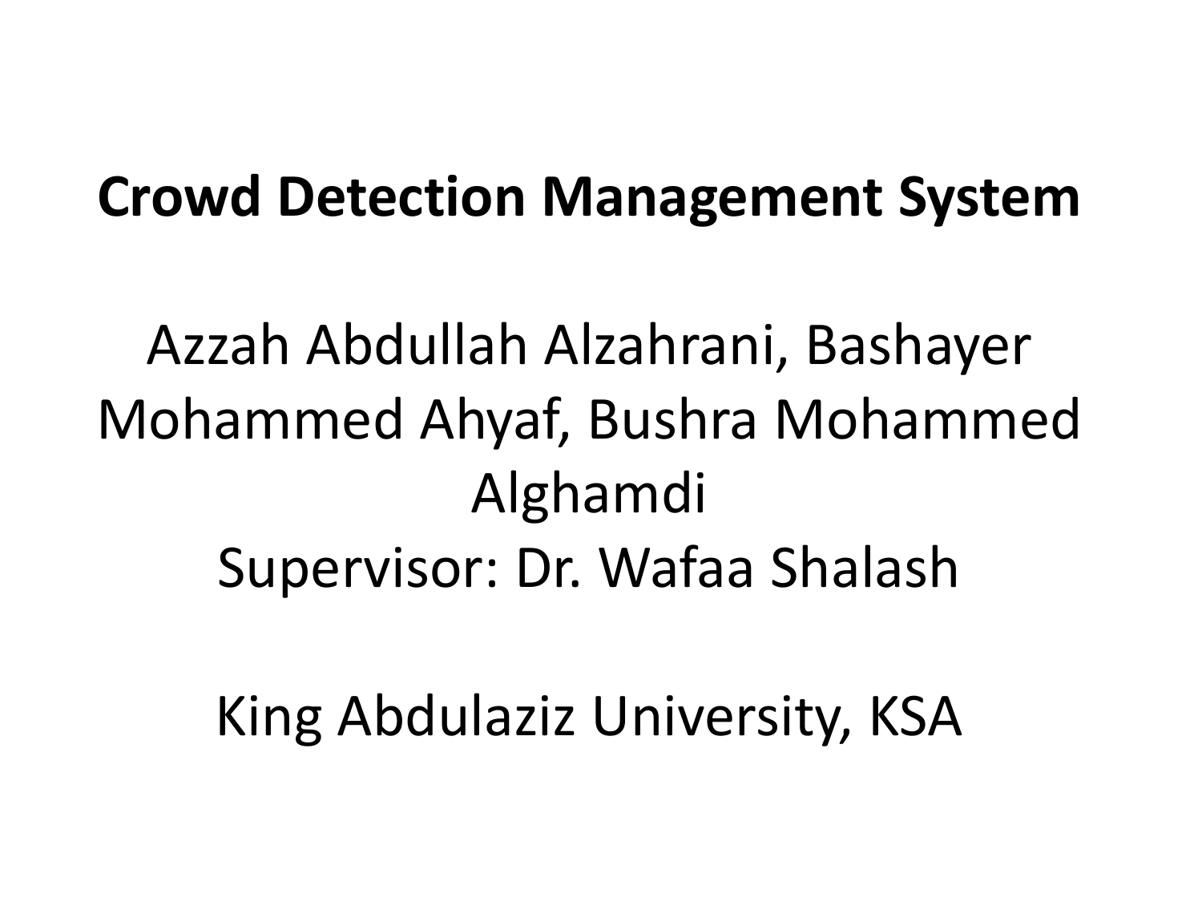# Crowd Detection Management System

Azzah Abdullah Alzahrani, Bashayer Mohammed Ahyaf, Bushra Mohammed Alghamdi

Supervisor: Dr. Wafaa Shalash

King Abdulaziz University, KSA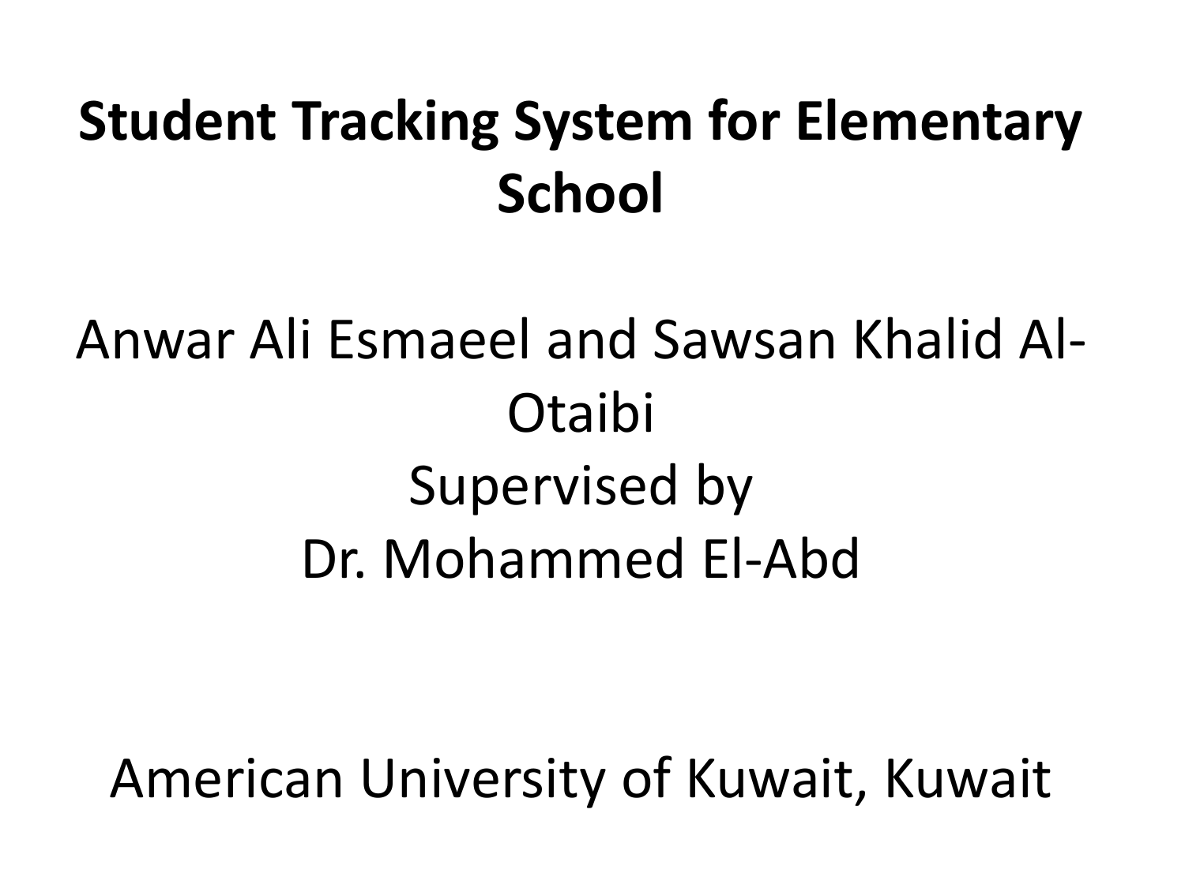# Student Tracking System for Elementary School

Anwar Ali Esmaeel and Sawsan Khalid Al-Otaibi

Supervised by

Dr. Mohammed El-Abd

American University of Kuwait, Kuwait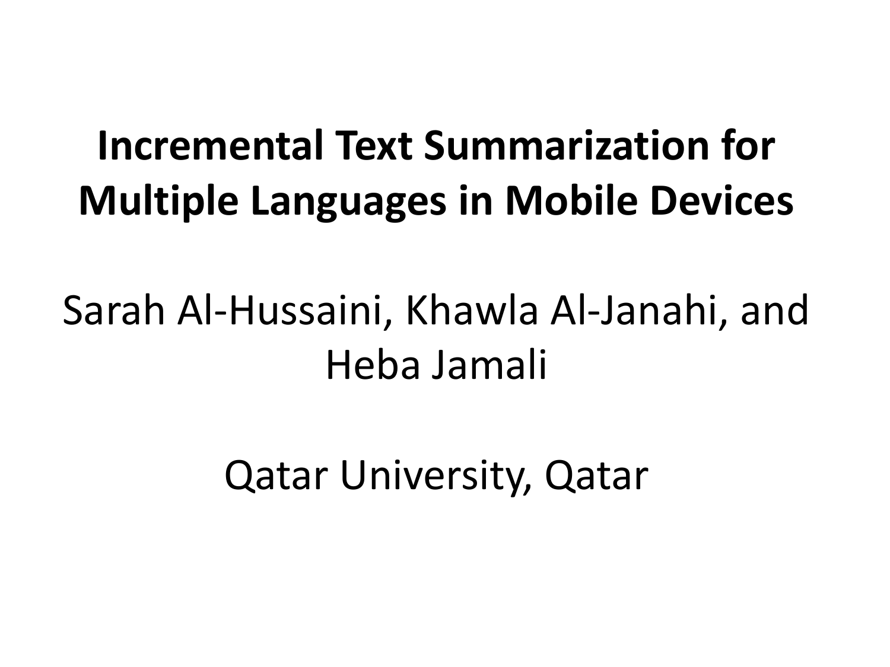# Incremental Text Summarization for Multiple Languages in Mobile Devices

Sarah Al-Hussaini, Khawla Al-Janahi, and Heba Jamali

Qatar University, Qatar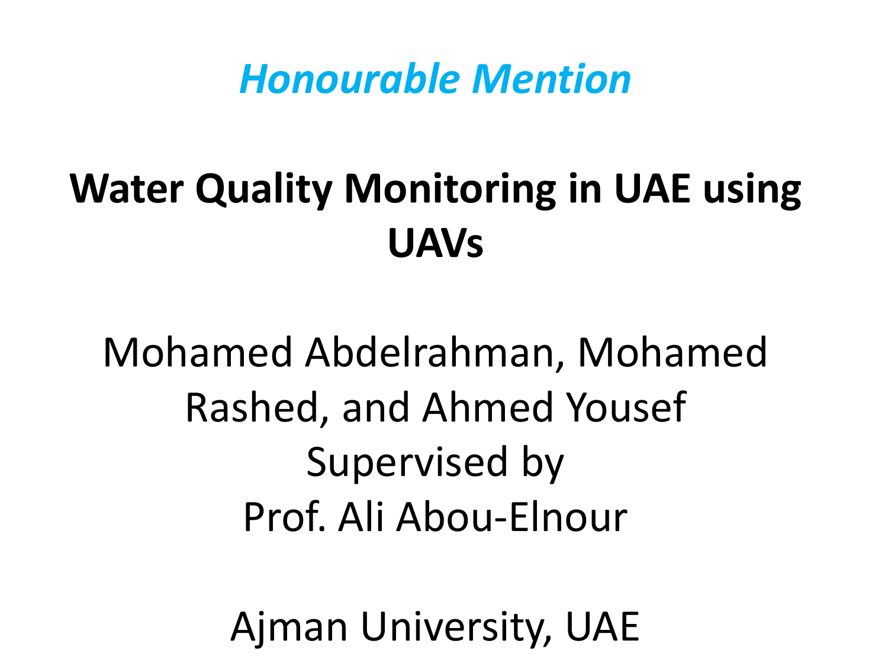*Honourable Mention*

# Water Quality Monitoring in UAE using UAVs

Mohamed Abdelrahman, Mohamed Rashed, and Ahmed Yousef
Supervised by
Prof. Ali Abou-Elnour

Ajman University, UAE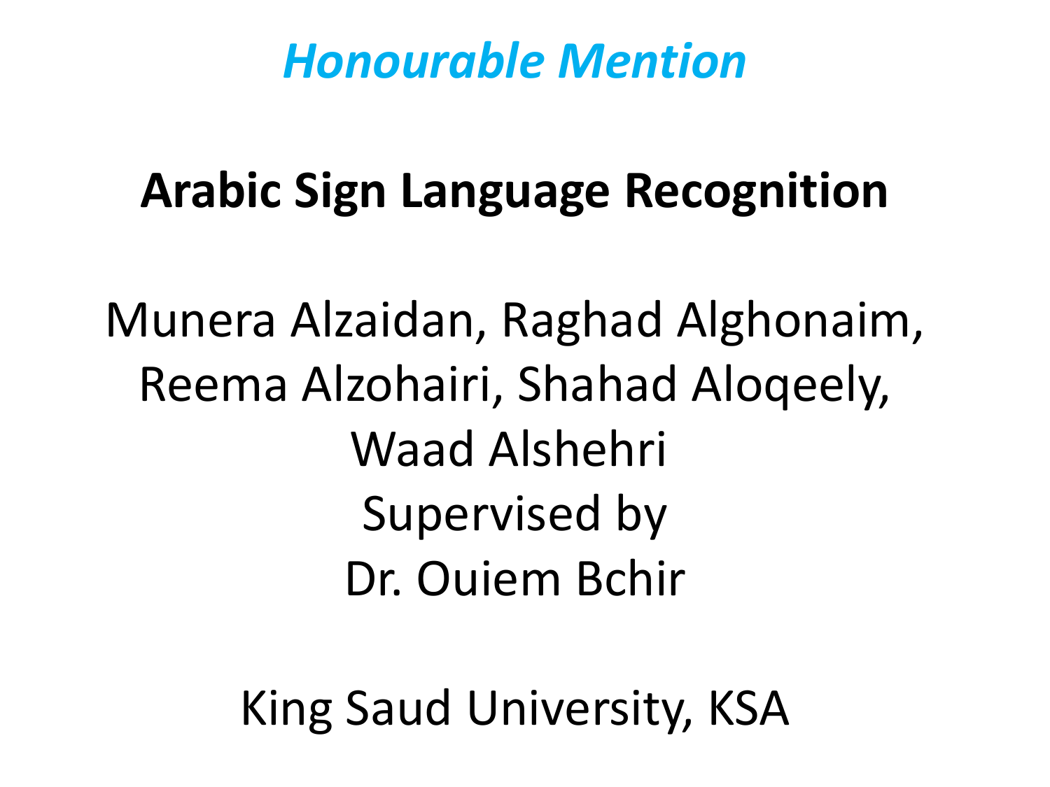*Honourable Mention*

**Arabic Sign Language Recognition**

Munera Alzaidan, Raghad Alghonaim, Reema Alzohairi, Shahad Aloqeely, Waad Alshehri

Supervised by

Dr. Ouiem Bchir

King Saud University, KSA